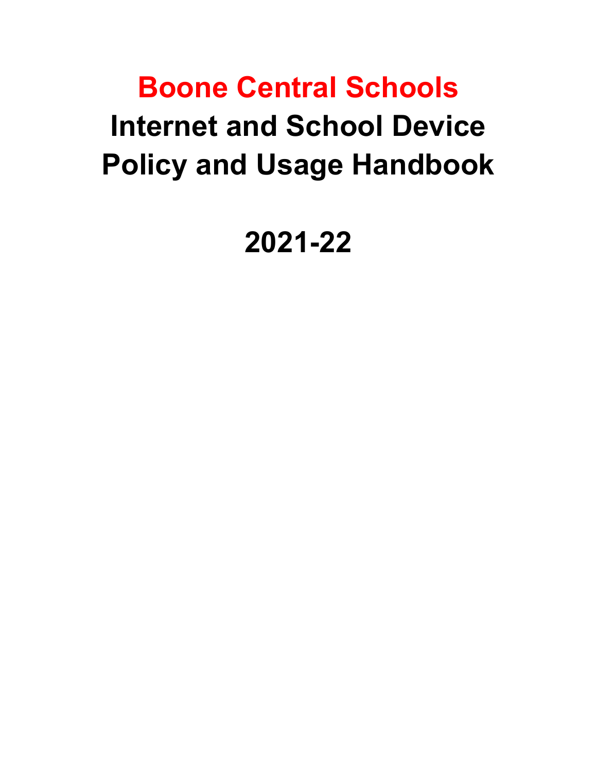# Boone Central Schools

# Internet and School Device Policy and Usage Handbook

# 2021-22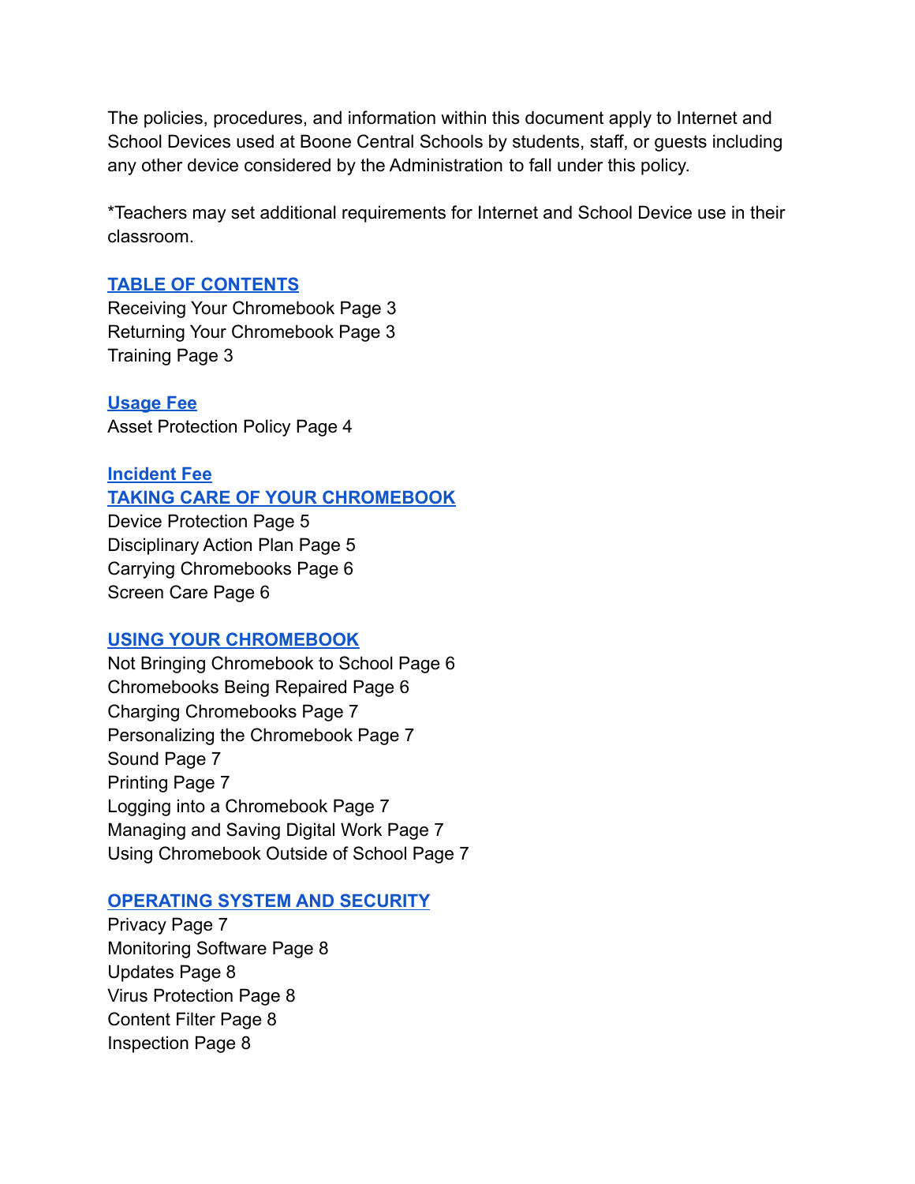The policies, procedures, and information within this document apply to Internet and School Devices used at Boone Central Schools by students, staff, or guests including any other device considered by the Administration to fall under this policy.

*Teachers may set additional requirements for Internet and School Device use in their classroom.

## TABLE OF CONTENTS

Receiving Your Chromebook Page 3
Returning Your Chromebook Page 3
Training Page 3

## Usage Fee

Asset Protection Policy Page 4

## Incident Fee

## TAKING CARE OF YOUR CHROMEBOOK

Device Protection Page 5
Disciplinary Action Plan Page 5
Carrying Chromebooks Page 6
Screen Care Page 6

## USING YOUR CHROMEBOOK

Not Bringing Chromebook to School Page 6
Chromebooks Being Repaired Page 6
Charging Chromebooks Page 7
Personalizing the Chromebook Page 7
Sound Page 7
Printing Page 7
Logging into a Chromebook Page 7
Managing and Saving Digital Work Page 7
Using Chromebook Outside of School Page 7

## OPERATING SYSTEM AND SECURITY

Privacy Page 7
Monitoring Software Page 8
Updates Page 8
Virus Protection Page 8
Content Filter Page 8
Inspection Page 8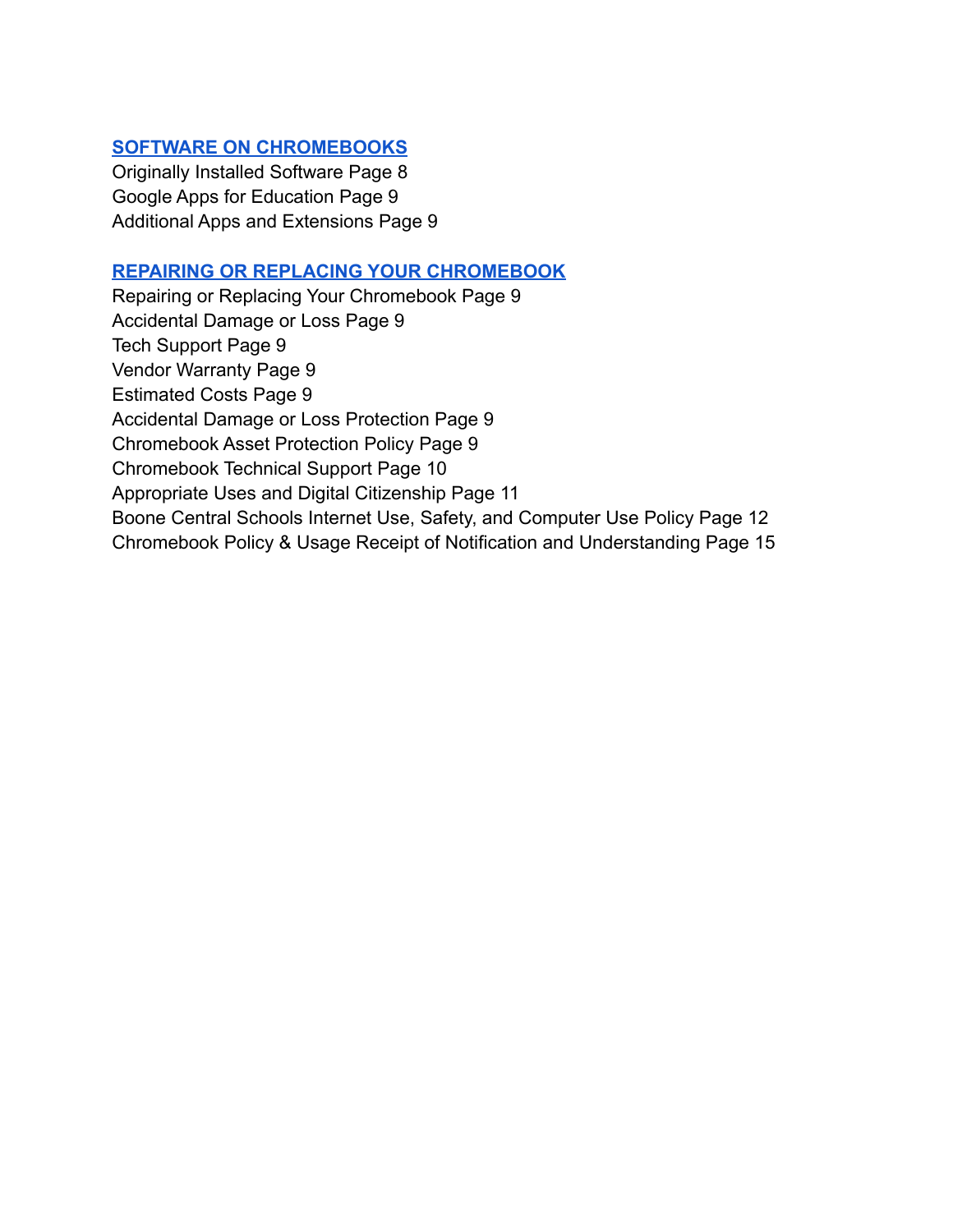## SOFTWARE ON CHROMEBOOKS

Originally Installed Software Page 8
Google Apps for Education Page 9
Additional Apps and Extensions Page 9

## REPAIRING OR REPLACING YOUR CHROMEBOOK

Repairing or Replacing Your Chromebook Page 9
Accidental Damage or Loss Page 9
Tech Support Page 9
Vendor Warranty Page 9
Estimated Costs Page 9
Accidental Damage or Loss Protection Page 9
Chromebook Asset Protection Policy Page 9
Chromebook Technical Support Page 10
Appropriate Uses and Digital Citizenship Page 11
Boone Central Schools Internet Use, Safety, and Computer Use Policy Page 12
Chromebook Policy & Usage Receipt of Notification and Understanding Page 15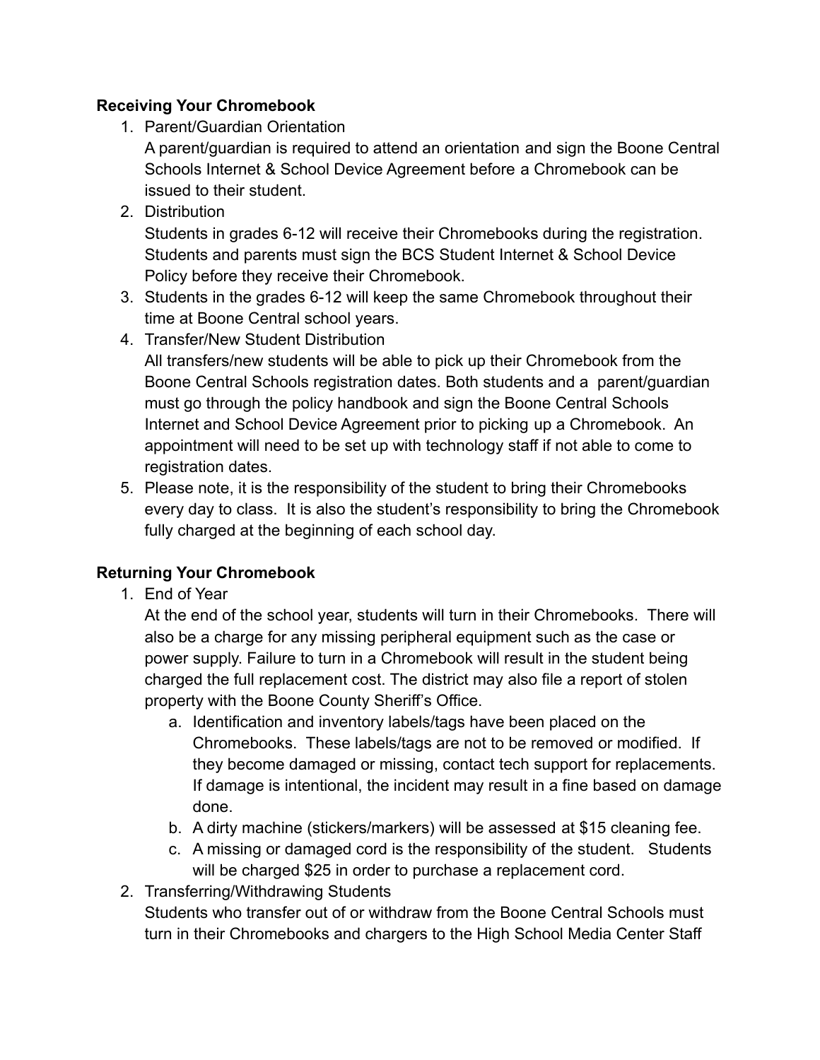**Receiving Your Chromebook**

1. Parent/Guardian Orientation
   A parent/guardian is required to attend an orientation and sign the Boone Central Schools Internet & School Device Agreement before a Chromebook can be issued to their student.
2. Distribution
   Students in grades 6-12 will receive their Chromebooks during the registration. Students and parents must sign the BCS Student Internet & School Device Policy before they receive their Chromebook.
3. Students in the grades 6-12 will keep the same Chromebook throughout their time at Boone Central school years.
4. Transfer/New Student Distribution
   All transfers/new students will be able to pick up their Chromebook from the Boone Central Schools registration dates. Both students and a parent/guardian must go through the policy handbook and sign the Boone Central Schools Internet and School Device Agreement prior to picking up a Chromebook. An appointment will need to be set up with technology staff if not able to come to registration dates.
5. Please note, it is the responsibility of the student to bring their Chromebooks every day to class. It is also the student's responsibility to bring the Chromebook fully charged at the beginning of each school day.

**Returning Your Chromebook**

1. End of Year
   At the end of the school year, students will turn in their Chromebooks. There will also be a charge for any missing peripheral equipment such as the case or power supply. Failure to turn in a Chromebook will result in the student being charged the full replacement cost. The district may also file a report of stolen property with the Boone County Sheriff's Office.
   a. Identification and inventory labels/tags have been placed on the Chromebooks. These labels/tags are not to be removed or modified. If they become damaged or missing, contact tech support for replacements. If damage is intentional, the incident may result in a fine based on damage done.
   b. A dirty machine (stickers/markers) will be assessed at $15 cleaning fee.
   c. A missing or damaged cord is the responsibility of the student. Students will be charged $25 in order to purchase a replacement cord.
2. Transferring/Withdrawing Students
   Students who transfer out of or withdraw from the Boone Central Schools must turn in their Chromebooks and chargers to the High School Media Center Staff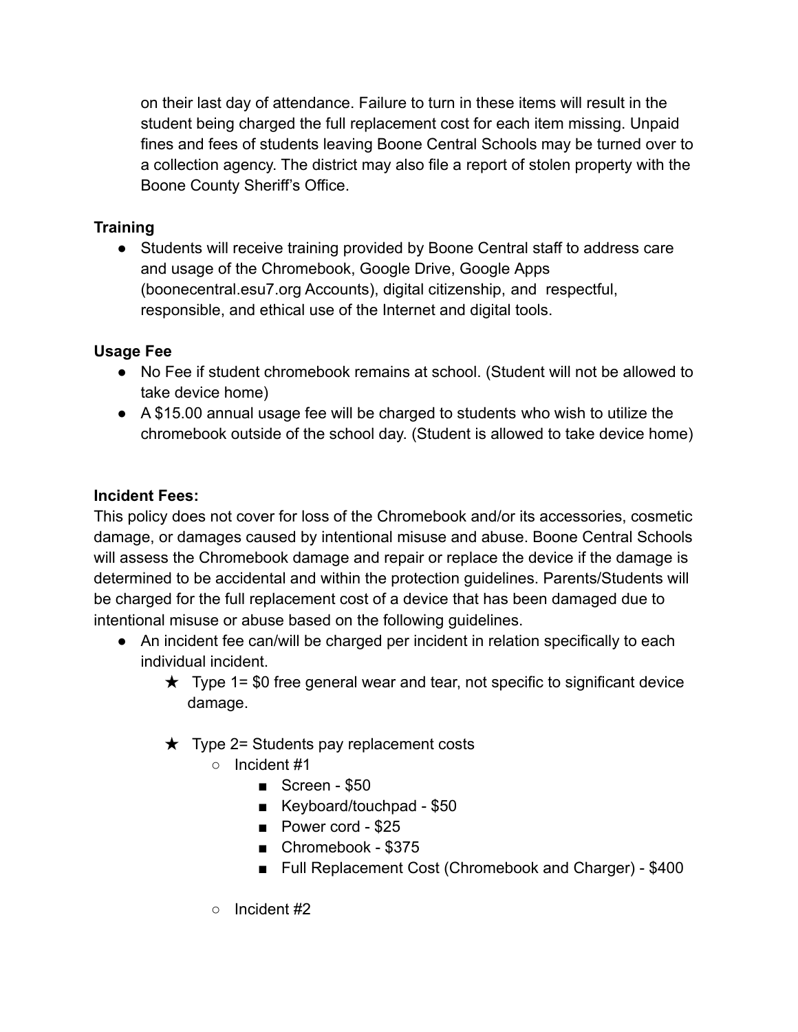on their last day of attendance. Failure to turn in these items will result in the student being charged the full replacement cost for each item missing. Unpaid fines and fees of students leaving Boone Central Schools may be turned over to a collection agency. The district may also file a report of stolen property with the Boone County Sheriff's Office.

**Training**

- Students will receive training provided by Boone Central staff to address care and usage of the Chromebook, Google Drive, Google Apps (boonecentral.esu7.org Accounts), digital citizenship, and respectful, responsible, and ethical use of the Internet and digital tools.

**Usage Fee**

- No Fee if student chromebook remains at school. (Student will not be allowed to take device home)
- A $15.00 annual usage fee will be charged to students who wish to utilize the chromebook outside of the school day. (Student is allowed to take device home)

**Incident Fees:**

This policy does not cover for loss of the Chromebook and/or its accessories, cosmetic damage, or damages caused by intentional misuse and abuse. Boone Central Schools will assess the Chromebook damage and repair or replace the device if the damage is determined to be accidental and within the protection guidelines. Parents/Students will be charged for the full replacement cost of a device that has been damaged due to intentional misuse or abuse based on the following guidelines.

- An incident fee can/will be charged per incident in relation specifically to each individual incident.
    - ★ Type 1= $0 free general wear and tear, not specific to significant device damage.
    - ★ Type 2= Students pay replacement costs
        - Incident #1
            - Screen - $50
            - Keyboard/touchpad - $50
            - Power cord - $25
            - Chromebook - $375
            - Full Replacement Cost (Chromebook and Charger) - $400
        - Incident #2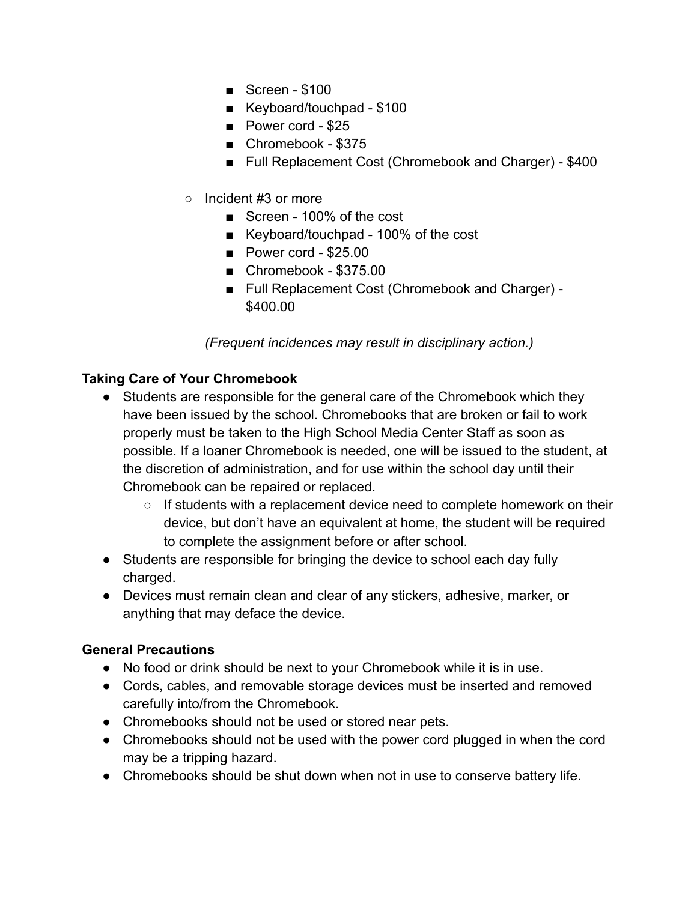- Screen - $100
    - Keyboard/touchpad - $100
    - Power cord - $25
    - Chromebook - $375
    - Full Replacement Cost (Chromebook and Charger) - $400

  - Incident #3 or more
    - Screen - 100% of the cost
    - Keyboard/touchpad - 100% of the cost
    - Power cord - $25.00
    - Chromebook - $375.00
    - Full Replacement Cost (Chromebook and Charger) - $400.00

*(Frequent incidences may result in disciplinary action.)*

**Taking Care of Your Chromebook**

- Students are responsible for the general care of the Chromebook which they have been issued by the school. Chromebooks that are broken or fail to work properly must be taken to the High School Media Center Staff as soon as possible. If a loaner Chromebook is needed, one will be issued to the student, at the discretion of administration, and for use within the school day until their Chromebook can be repaired or replaced.
  - If students with a replacement device need to complete homework on their device, but don't have an equivalent at home, the student will be required to complete the assignment before or after school.
- Students are responsible for bringing the device to school each day fully charged.
- Devices must remain clean and clear of any stickers, adhesive, marker, or anything that may deface the device.

**General Precautions**

- No food or drink should be next to your Chromebook while it is in use.
- Cords, cables, and removable storage devices must be inserted and removed carefully into/from the Chromebook.
- Chromebooks should not be used or stored near pets.
- Chromebooks should not be used with the power cord plugged in when the cord may be a tripping hazard.
- Chromebooks should be shut down when not in use to conserve battery life.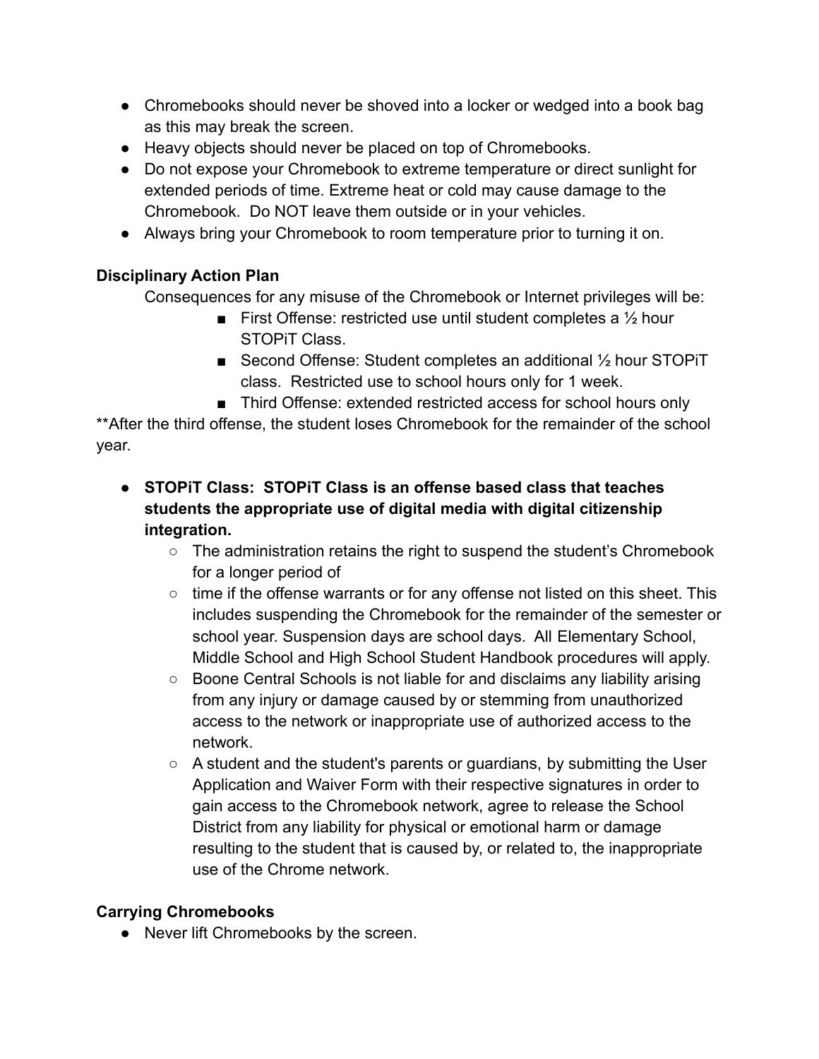- Chromebooks should never be shoved into a locker or wedged into a book bag as this may break the screen.
- Heavy objects should never be placed on top of Chromebooks.
- Do not expose your Chromebook to extreme temperature or direct sunlight for extended periods of time. Extreme heat or cold may cause damage to the Chromebook. Do NOT leave them outside or in your vehicles.
- Always bring your Chromebook to room temperature prior to turning it on.

**Disciplinary Action Plan**

Consequences for any misuse of the Chromebook or Internet privileges will be:

- First Offense: restricted use until student completes a ½ hour STOPiT Class.
- Second Offense: Student completes an additional ½ hour STOPiT class. Restricted use to school hours only for 1 week.
- Third Offense: extended restricted access for school hours only

**After the third offense, the student loses Chromebook for the remainder of the school year.

- **STOPiT Class: STOPiT Class is an offense based class that teaches students the appropriate use of digital media with digital citizenship integration.**
    - The administration retains the right to suspend the student's Chromebook for a longer period of
    - time if the offense warrants or for any offense not listed on this sheet. This includes suspending the Chromebook for the remainder of the semester or school year. Suspension days are school days. All Elementary School, Middle School and High School Student Handbook procedures will apply.
    - Boone Central Schools is not liable for and disclaims any liability arising from any injury or damage caused by or stemming from unauthorized access to the network or inappropriate use of authorized access to the network.
    - A student and the student's parents or guardians, by submitting the User Application and Waiver Form with their respective signatures in order to gain access to the Chromebook network, agree to release the School District from any liability for physical or emotional harm or damage resulting to the student that is caused by, or related to, the inappropriate use of the Chrome network.

**Carrying Chromebooks**

- Never lift Chromebooks by the screen.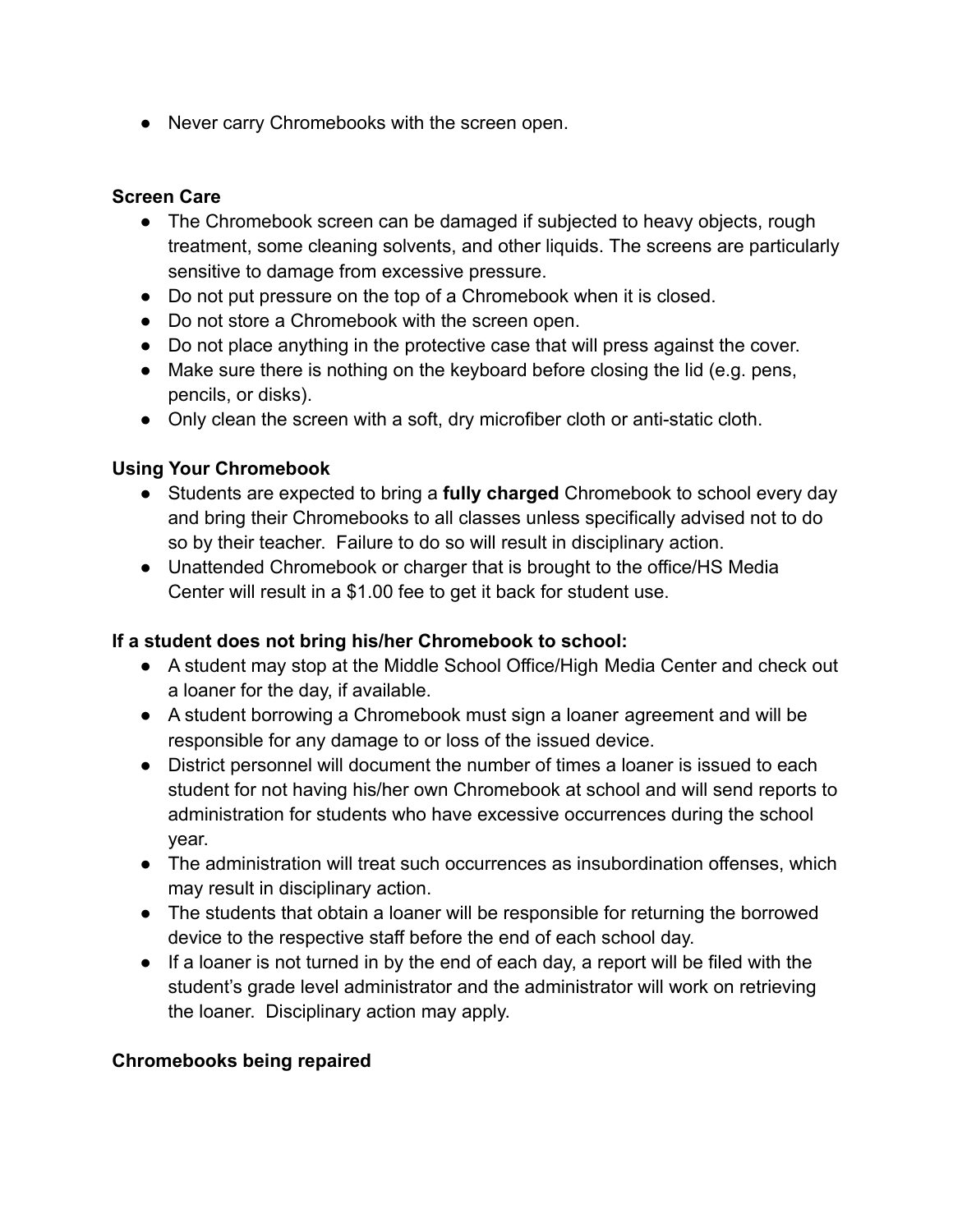- Never carry Chromebooks with the screen open.

**Screen Care**

- The Chromebook screen can be damaged if subjected to heavy objects, rough treatment, some cleaning solvents, and other liquids. The screens are particularly sensitive to damage from excessive pressure.
- Do not put pressure on the top of a Chromebook when it is closed.
- Do not store a Chromebook with the screen open.
- Do not place anything in the protective case that will press against the cover.
- Make sure there is nothing on the keyboard before closing the lid (e.g. pens, pencils, or disks).
- Only clean the screen with a soft, dry microfiber cloth or anti-static cloth.

**Using Your Chromebook**

- Students are expected to bring a **fully charged** Chromebook to school every day and bring their Chromebooks to all classes unless specifically advised not to do so by their teacher. Failure to do so will result in disciplinary action.
- Unattended Chromebook or charger that is brought to the office/HS Media Center will result in a $1.00 fee to get it back for student use.

**If a student does not bring his/her Chromebook to school:**

- A student may stop at the Middle School Office/High Media Center and check out a loaner for the day, if available.
- A student borrowing a Chromebook must sign a loaner agreement and will be responsible for any damage to or loss of the issued device.
- District personnel will document the number of times a loaner is issued to each student for not having his/her own Chromebook at school and will send reports to administration for students who have excessive occurrences during the school year.
- The administration will treat such occurrences as insubordination offenses, which may result in disciplinary action.
- The students that obtain a loaner will be responsible for returning the borrowed device to the respective staff before the end of each school day.
- If a loaner is not turned in by the end of each day, a report will be filed with the student's grade level administrator and the administrator will work on retrieving the loaner. Disciplinary action may apply.

**Chromebooks being repaired**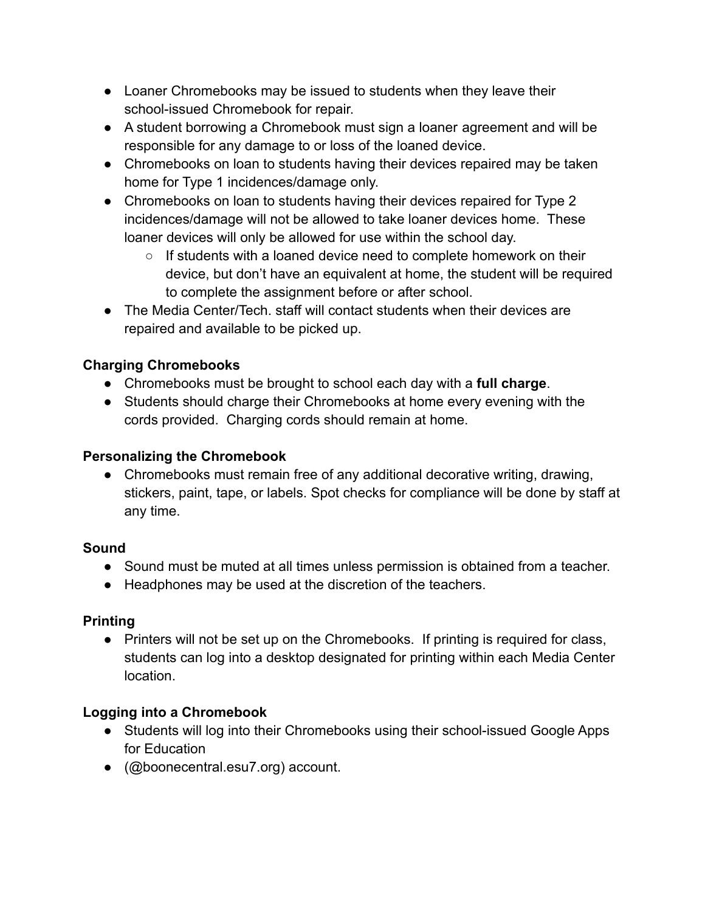- Loaner Chromebooks may be issued to students when they leave their school-issued Chromebook for repair.
- A student borrowing a Chromebook must sign a loaner agreement and will be responsible for any damage to or loss of the loaned device.
- Chromebooks on loan to students having their devices repaired may be taken home for Type 1 incidences/damage only.
- Chromebooks on loan to students having their devices repaired for Type 2 incidences/damage will not be allowed to take loaner devices home. These loaner devices will only be allowed for use within the school day.
  - If students with a loaned device need to complete homework on their device, but don't have an equivalent at home, the student will be required to complete the assignment before or after school.
- The Media Center/Tech. staff will contact students when their devices are repaired and available to be picked up.

**Charging Chromebooks**

- Chromebooks must be brought to school each day with a **full charge**.
- Students should charge their Chromebooks at home every evening with the cords provided. Charging cords should remain at home.

**Personalizing the Chromebook**

- Chromebooks must remain free of any additional decorative writing, drawing, stickers, paint, tape, or labels. Spot checks for compliance will be done by staff at any time.

**Sound**

- Sound must be muted at all times unless permission is obtained from a teacher.
- Headphones may be used at the discretion of the teachers.

**Printing**

- Printers will not be set up on the Chromebooks. If printing is required for class, students can log into a desktop designated for printing within each Media Center location.

**Logging into a Chromebook**

- Students will log into their Chromebooks using their school-issued Google Apps for Education
- (@boonecentral.esu7.org) account.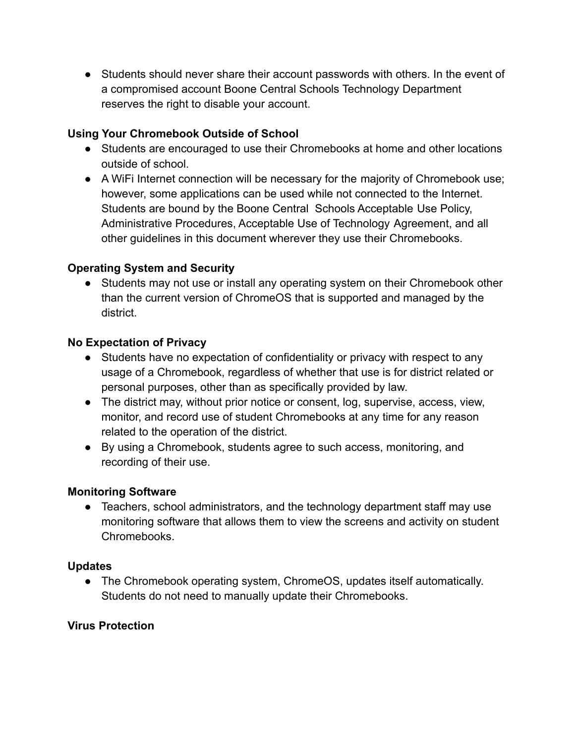- Students should never share their account passwords with others. In the event of a compromised account Boone Central Schools Technology Department reserves the right to disable your account.

**Using Your Chromebook Outside of School**

- Students are encouraged to use their Chromebooks at home and other locations outside of school.
- A WiFi Internet connection will be necessary for the majority of Chromebook use; however, some applications can be used while not connected to the Internet. Students are bound by the Boone Central Schools Acceptable Use Policy, Administrative Procedures, Acceptable Use of Technology Agreement, and all other guidelines in this document wherever they use their Chromebooks.

**Operating System and Security**

- Students may not use or install any operating system on their Chromebook other than the current version of ChromeOS that is supported and managed by the district.

**No Expectation of Privacy**

- Students have no expectation of confidentiality or privacy with respect to any usage of a Chromebook, regardless of whether that use is for district related or personal purposes, other than as specifically provided by law.
- The district may, without prior notice or consent, log, supervise, access, view, monitor, and record use of student Chromebooks at any time for any reason related to the operation of the district.
- By using a Chromebook, students agree to such access, monitoring, and recording of their use.

**Monitoring Software**

- Teachers, school administrators, and the technology department staff may use monitoring software that allows them to view the screens and activity on student Chromebooks.

**Updates**

- The Chromebook operating system, ChromeOS, updates itself automatically. Students do not need to manually update their Chromebooks.

**Virus Protection**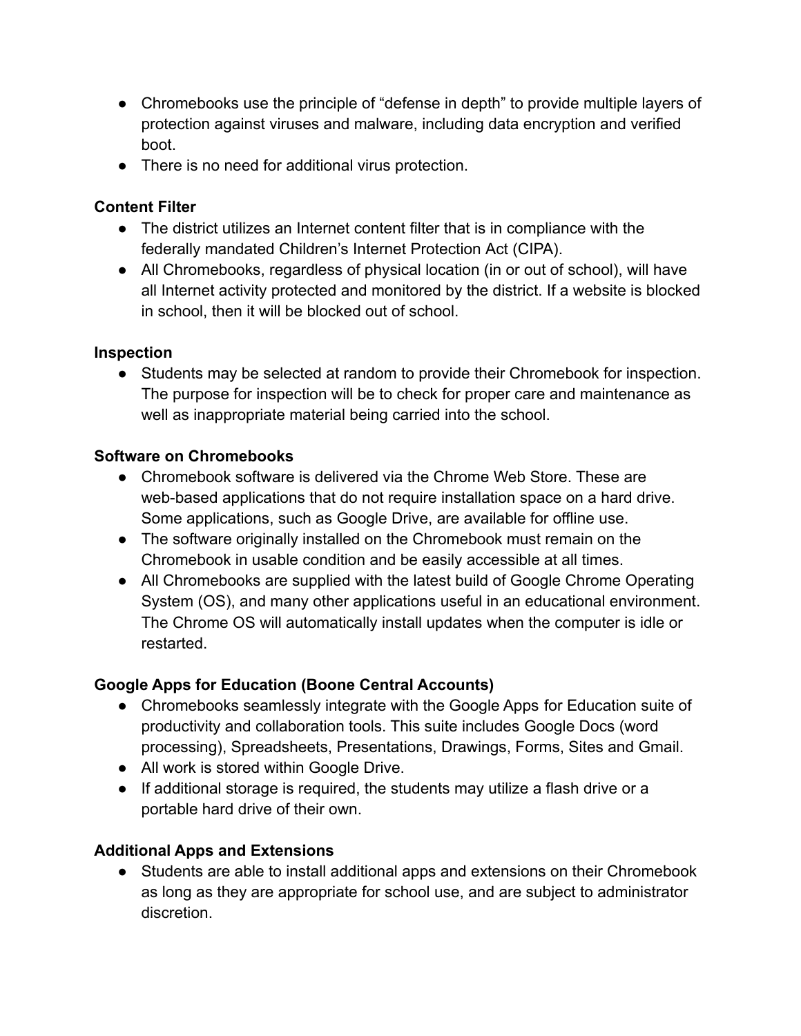- Chromebooks use the principle of “defense in depth” to provide multiple layers of protection against viruses and malware, including data encryption and verified boot.
- There is no need for additional virus protection.

**Content Filter**

- The district utilizes an Internet content filter that is in compliance with the federally mandated Children’s Internet Protection Act (CIPA).
- All Chromebooks, regardless of physical location (in or out of school), will have all Internet activity protected and monitored by the district. If a website is blocked in school, then it will be blocked out of school.

**Inspection**

- Students may be selected at random to provide their Chromebook for inspection. The purpose for inspection will be to check for proper care and maintenance as well as inappropriate material being carried into the school.

**Software on Chromebooks**

- Chromebook software is delivered via the Chrome Web Store. These are web-based applications that do not require installation space on a hard drive. Some applications, such as Google Drive, are available for offline use.
- The software originally installed on the Chromebook must remain on the Chromebook in usable condition and be easily accessible at all times.
- All Chromebooks are supplied with the latest build of Google Chrome Operating System (OS), and many other applications useful in an educational environment. The Chrome OS will automatically install updates when the computer is idle or restarted.

**Google Apps for Education (Boone Central Accounts)**

- Chromebooks seamlessly integrate with the Google Apps for Education suite of productivity and collaboration tools. This suite includes Google Docs (word processing), Spreadsheets, Presentations, Drawings, Forms, Sites and Gmail.
- All work is stored within Google Drive.
- If additional storage is required, the students may utilize a flash drive or a portable hard drive of their own.

**Additional Apps and Extensions**

- Students are able to install additional apps and extensions on their Chromebook as long as they are appropriate for school use, and are subject to administrator discretion.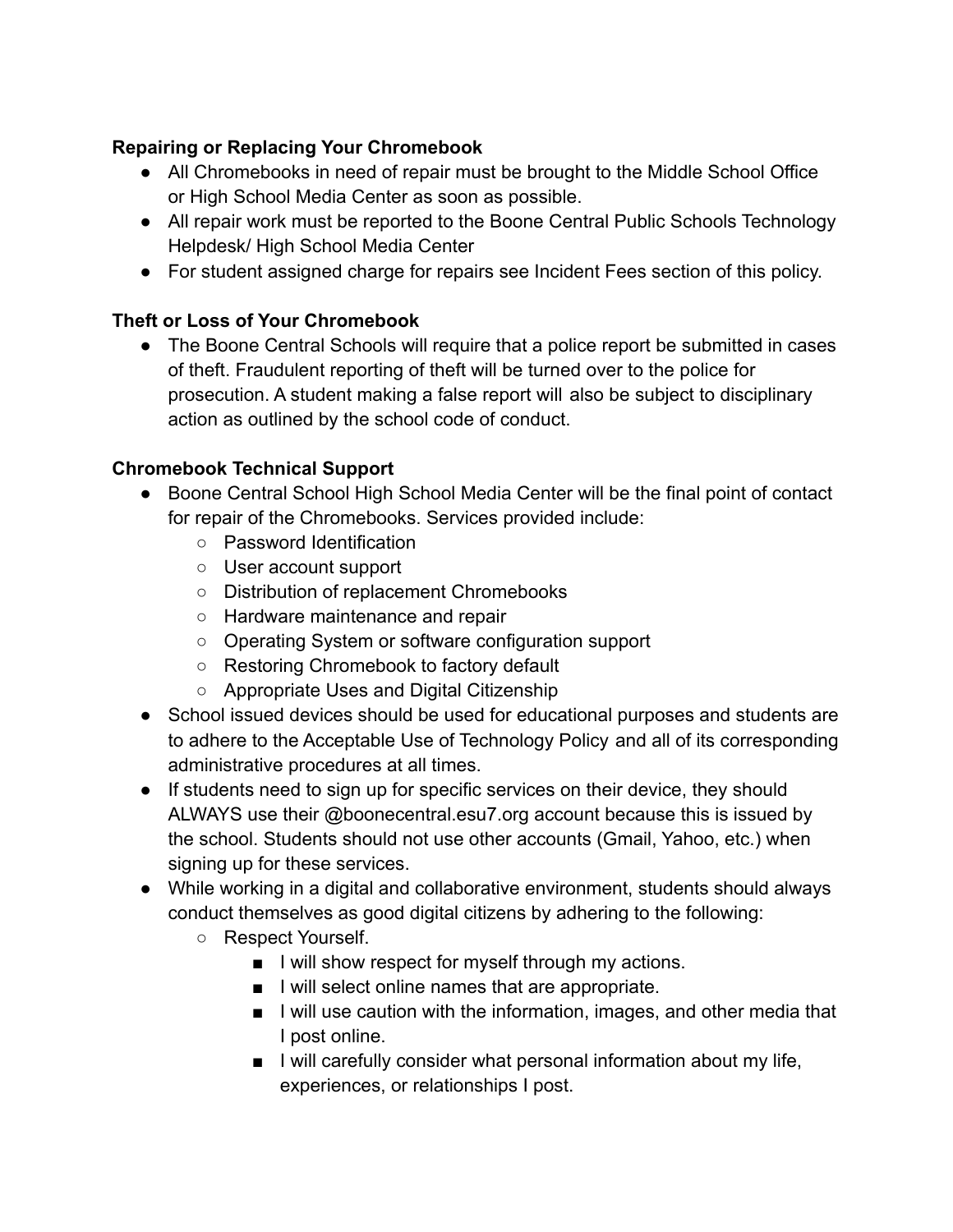**Repairing or Replacing Your Chromebook**

- All Chromebooks in need of repair must be brought to the Middle School Office or High School Media Center as soon as possible.
- All repair work must be reported to the Boone Central Public Schools Technology Helpdesk/ High School Media Center
- For student assigned charge for repairs see Incident Fees section of this policy.

**Theft or Loss of Your Chromebook**

- The Boone Central Schools will require that a police report be submitted in cases of theft. Fraudulent reporting of theft will be turned over to the police for prosecution. A student making a false report will also be subject to disciplinary action as outlined by the school code of conduct.

**Chromebook Technical Support**

- Boone Central School High School Media Center will be the final point of contact for repair of the Chromebooks. Services provided include:
  - Password Identification
  - User account support
  - Distribution of replacement Chromebooks
  - Hardware maintenance and repair
  - Operating System or software configuration support
  - Restoring Chromebook to factory default
  - Appropriate Uses and Digital Citizenship
- School issued devices should be used for educational purposes and students are to adhere to the Acceptable Use of Technology Policy and all of its corresponding administrative procedures at all times.
- If students need to sign up for specific services on their device, they should ALWAYS use their @boonecentral.esu7.org account because this is issued by the school. Students should not use other accounts (Gmail, Yahoo, etc.) when signing up for these services.
- While working in a digital and collaborative environment, students should always conduct themselves as good digital citizens by adhering to the following:
  - Respect Yourself.
    - I will show respect for myself through my actions.
    - I will select online names that are appropriate.
    - I will use caution with the information, images, and other media that I post online.
    - I will carefully consider what personal information about my life, experiences, or relationships I post.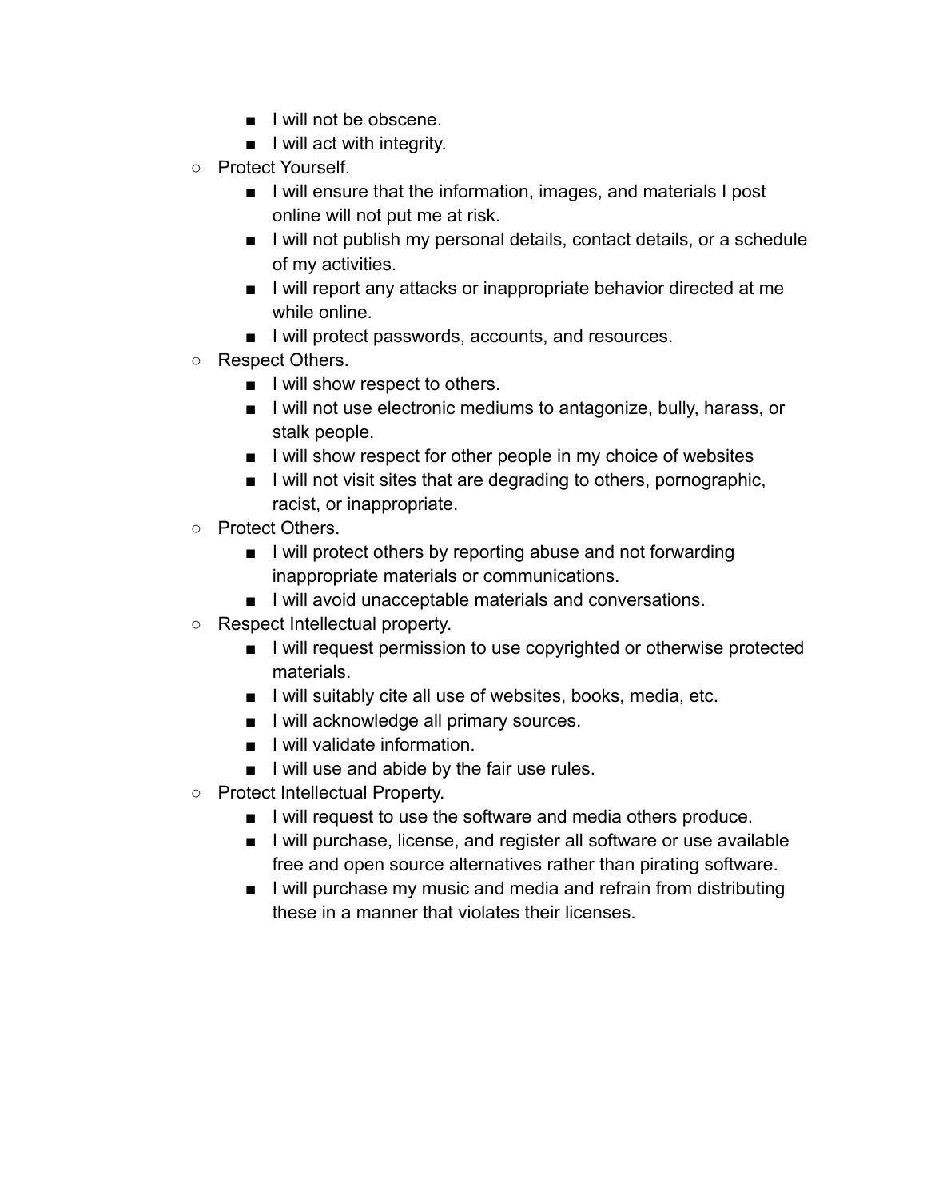- I will not be obscene.
    - I will act with integrity.
  - Protect Yourself.
    - I will ensure that the information, images, and materials I post online will not put me at risk.
    - I will not publish my personal details, contact details, or a schedule of my activities.
    - I will report any attacks or inappropriate behavior directed at me while online.
    - I will protect passwords, accounts, and resources.
  - Respect Others.
    - I will show respect to others.
    - I will not use electronic mediums to antagonize, bully, harass, or stalk people.
    - I will show respect for other people in my choice of websites
    - I will not visit sites that are degrading to others, pornographic, racist, or inappropriate.
  - Protect Others.
    - I will protect others by reporting abuse and not forwarding inappropriate materials or communications.
    - I will avoid unacceptable materials and conversations.
  - Respect Intellectual property.
    - I will request permission to use copyrighted or otherwise protected materials.
    - I will suitably cite all use of websites, books, media, etc.
    - I will acknowledge all primary sources.
    - I will validate information.
    - I will use and abide by the fair use rules.
  - Protect Intellectual Property.
    - I will request to use the software and media others produce.
    - I will purchase, license, and register all software or use available free and open source alternatives rather than pirating software.
    - I will purchase my music and media and refrain from distributing these in a manner that violates their licenses.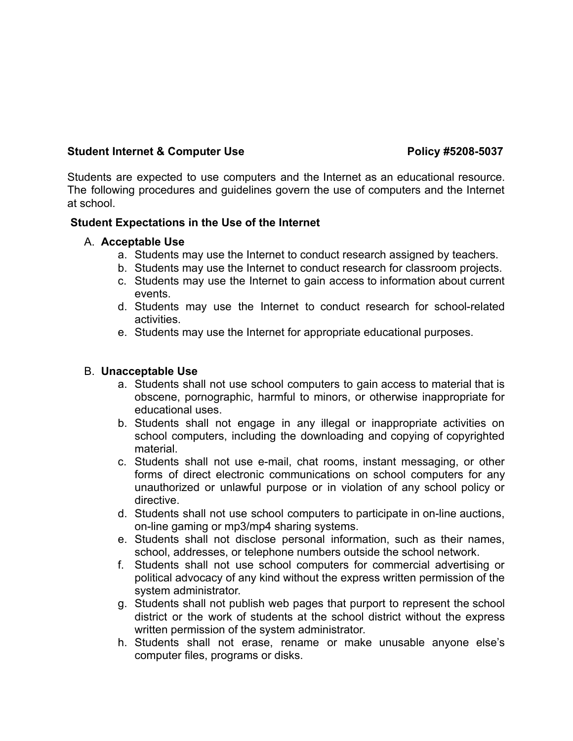**Student Internet & Computer Use** **Policy #5208-5037**

Students are expected to use computers and the Internet as an educational resource. The following procedures and guidelines govern the use of computers and the Internet at school.

**Student Expectations in the Use of the Internet**

A. **Acceptable Use**
   a. Students may use the Internet to conduct research assigned by teachers.
   b. Students may use the Internet to conduct research for classroom projects.
   c. Students may use the Internet to gain access to information about current events.
   d. Students may use the Internet to conduct research for school-related activities.
   e. Students may use the Internet for appropriate educational purposes.

B. **Unacceptable Use**
   a. Students shall not use school computers to gain access to material that is obscene, pornographic, harmful to minors, or otherwise inappropriate for educational uses.
   b. Students shall not engage in any illegal or inappropriate activities on school computers, including the downloading and copying of copyrighted material.
   c. Students shall not use e-mail, chat rooms, instant messaging, or other forms of direct electronic communications on school computers for any unauthorized or unlawful purpose or in violation of any school policy or directive.
   d. Students shall not use school computers to participate in on-line auctions, on-line gaming or mp3/mp4 sharing systems.
   e. Students shall not disclose personal information, such as their names, school, addresses, or telephone numbers outside the school network.
   f. Students shall not use school computers for commercial advertising or political advocacy of any kind without the express written permission of the system administrator.
   g. Students shall not publish web pages that purport to represent the school district or the work of students at the school district without the express written permission of the system administrator.
   h. Students shall not erase, rename or make unusable anyone else's computer files, programs or disks.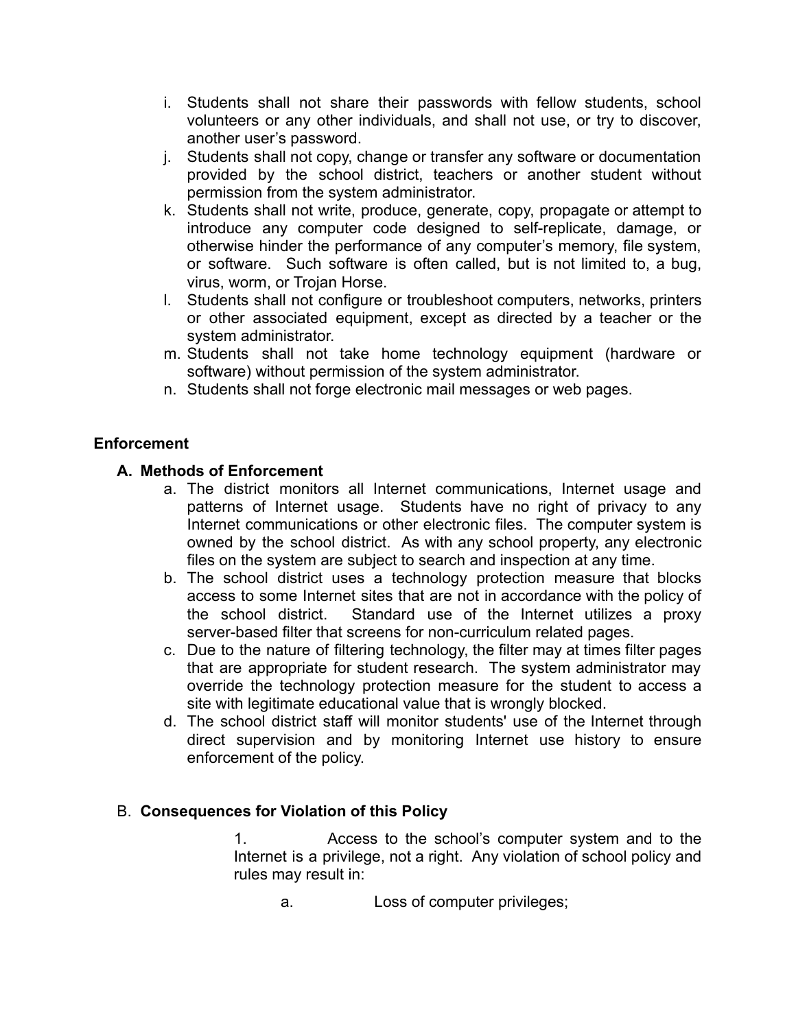i. Students shall not share their passwords with fellow students, school volunteers or any other individuals, and shall not use, or try to discover, another user's password.
j. Students shall not copy, change or transfer any software or documentation provided by the school district, teachers or another student without permission from the system administrator.
k. Students shall not write, produce, generate, copy, propagate or attempt to introduce any computer code designed to self-replicate, damage, or otherwise hinder the performance of any computer's memory, file system, or software. Such software is often called, but is not limited to, a bug, virus, worm, or Trojan Horse.
l. Students shall not configure or troubleshoot computers, networks, printers or other associated equipment, except as directed by a teacher or the system administrator.
m. Students shall not take home technology equipment (hardware or software) without permission of the system administrator.
n. Students shall not forge electronic mail messages or web pages.

**Enforcement**

**A. Methods of Enforcement**

a. The district monitors all Internet communications, Internet usage and patterns of Internet usage. Students have no right of privacy to any Internet communications or other electronic files. The computer system is owned by the school district. As with any school property, any electronic files on the system are subject to search and inspection at any time.
b. The school district uses a technology protection measure that blocks access to some Internet sites that are not in accordance with the policy of the school district. Standard use of the Internet utilizes a proxy server-based filter that screens for non-curriculum related pages.
c. Due to the nature of filtering technology, the filter may at times filter pages that are appropriate for student research. The system administrator may override the technology protection measure for the student to access a site with legitimate educational value that is wrongly blocked.
d. The school district staff will monitor students' use of the Internet through direct supervision and by monitoring Internet use history to ensure enforcement of the policy.

B. **Consequences for Violation of this Policy**

1. Access to the school's computer system and to the Internet is a privilege, not a right. Any violation of school policy and rules may result in:

a. Loss of computer privileges;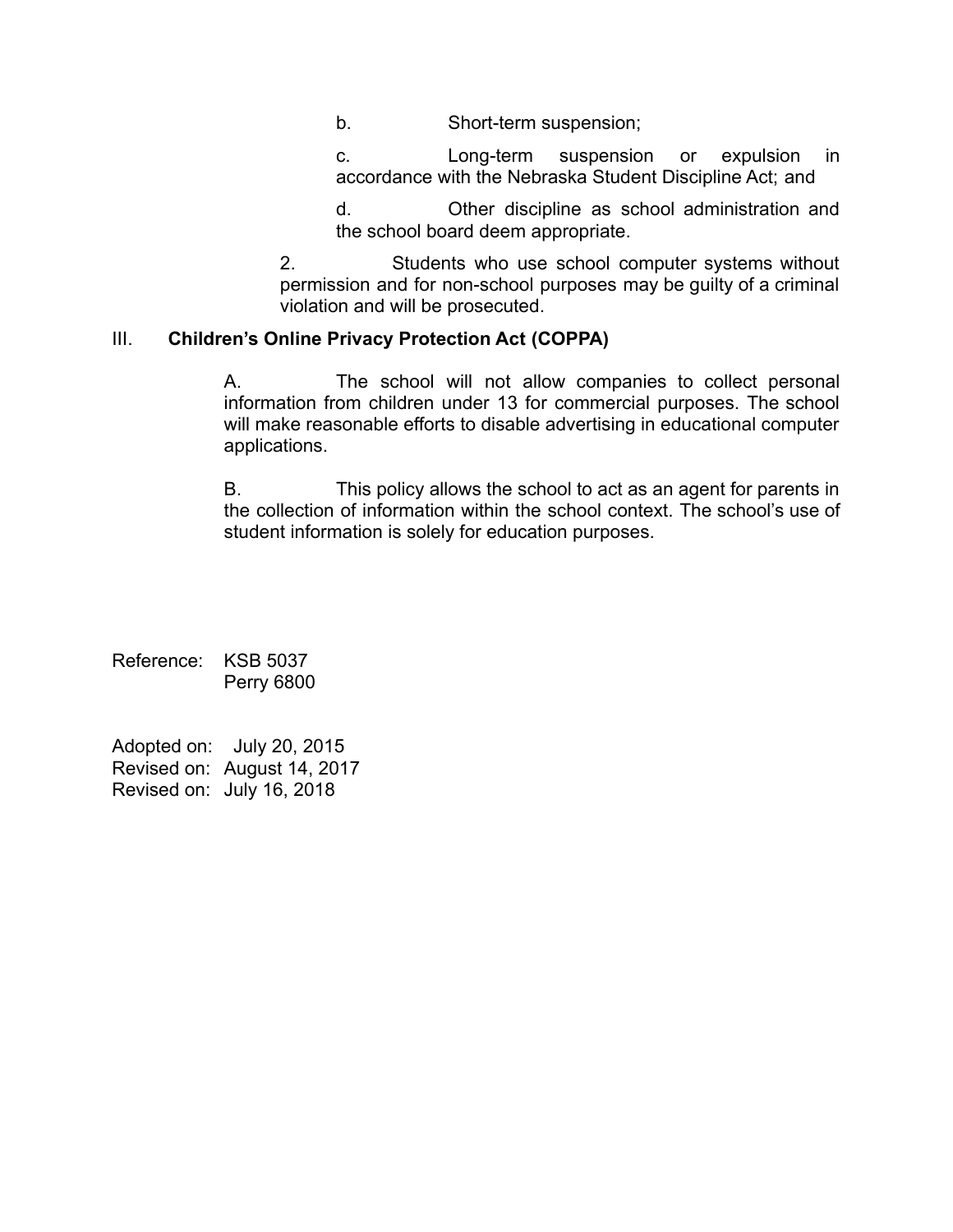b. Short-term suspension;

c. Long-term suspension or expulsion in accordance with the Nebraska Student Discipline Act; and

d. Other discipline as school administration and the school board deem appropriate.

2. Students who use school computer systems without permission and for non-school purposes may be guilty of a criminal violation and will be prosecuted.

## III. **Children's Online Privacy Protection Act (COPPA)**

A. The school will not allow companies to collect personal information from children under 13 for commercial purposes. The school will make reasonable efforts to disable advertising in educational computer applications.

B. This policy allows the school to act as an agent for parents in the collection of information within the school context. The school's use of student information is solely for education purposes.

Reference: KSB 5037
Perry 6800

Adopted on: July 20, 2015
Revised on: August 14, 2017
Revised on: July 16, 2018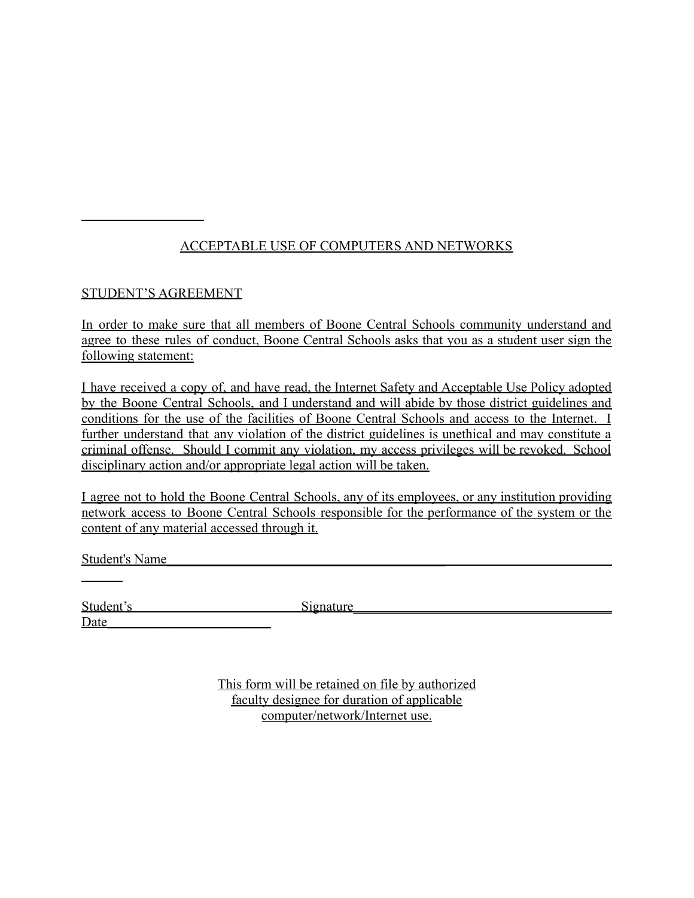## ACCEPTABLE USE OF COMPUTERS AND NETWORKS

### STUDENT'S AGREEMENT

In order to make sure that all members of Boone Central Schools community understand and agree to these rules of conduct, Boone Central Schools asks that you as a student user sign the following statement:

I have received a copy of, and have read, the Internet Safety and Acceptable Use Policy adopted by the Boone Central Schools, and I understand and will abide by those district guidelines and conditions for the use of the facilities of Boone Central Schools and access to the Internet. I further understand that any violation of the district guidelines is unethical and may constitute a criminal offense. Should I commit any violation, my access privileges will be revoked. School disciplinary action and/or appropriate legal action will be taken.

I agree not to hold the Boone Central Schools, any of its employees, or any institution providing network access to Boone Central Schools responsible for the performance of the system or the content of any material accessed through it.

Student's Name________________________________________________________________________

Student's Signature________________________________________

Date________________________

This form will be retained on file by authorized faculty designee for duration of applicable computer/network/Internet use.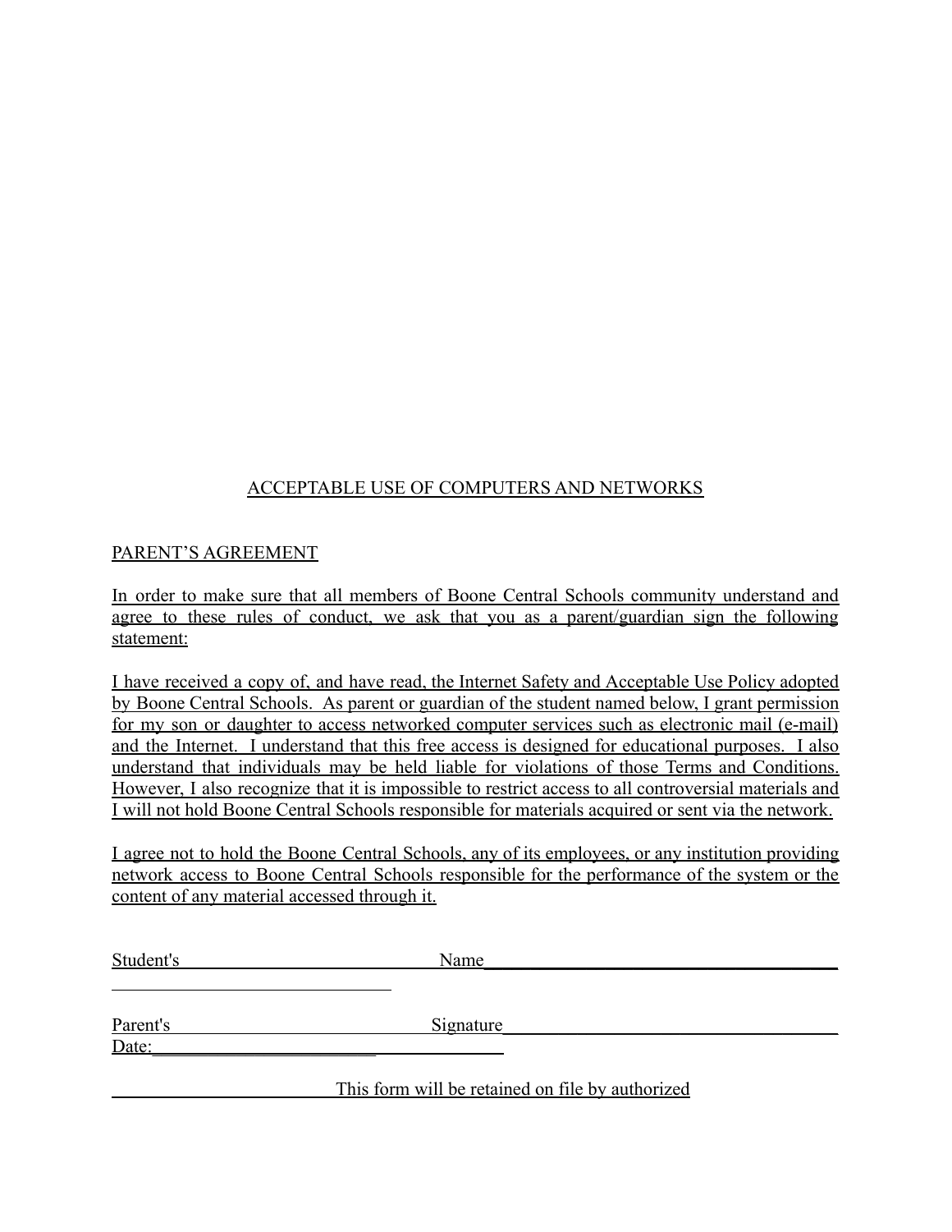## ACCEPTABLE USE OF COMPUTERS AND NETWORKS

### PARENT'S AGREEMENT

In order to make sure that all members of Boone Central Schools community understand and agree to these rules of conduct, we ask that you as a parent/guardian sign the following statement:

I have received a copy of, and have read, the Internet Safety and Acceptable Use Policy adopted by Boone Central Schools. As parent or guardian of the student named below, I grant permission for my son or daughter to access networked computer services such as electronic mail (e-mail) and the Internet. I understand that this free access is designed for educational purposes. I also understand that individuals may be held liable for violations of those Terms and Conditions. However, I also recognize that it is impossible to restrict access to all controversial materials and I will not hold Boone Central Schools responsible for materials acquired or sent via the network.

I agree not to hold the Boone Central Schools, any of its employees, or any institution providing network access to Boone Central Schools responsible for the performance of the system or the content of any material accessed through it.

Student's Name______________________________________

Parent's Signature______________________________________

Date:______________________________________

This form will be retained on file by authorized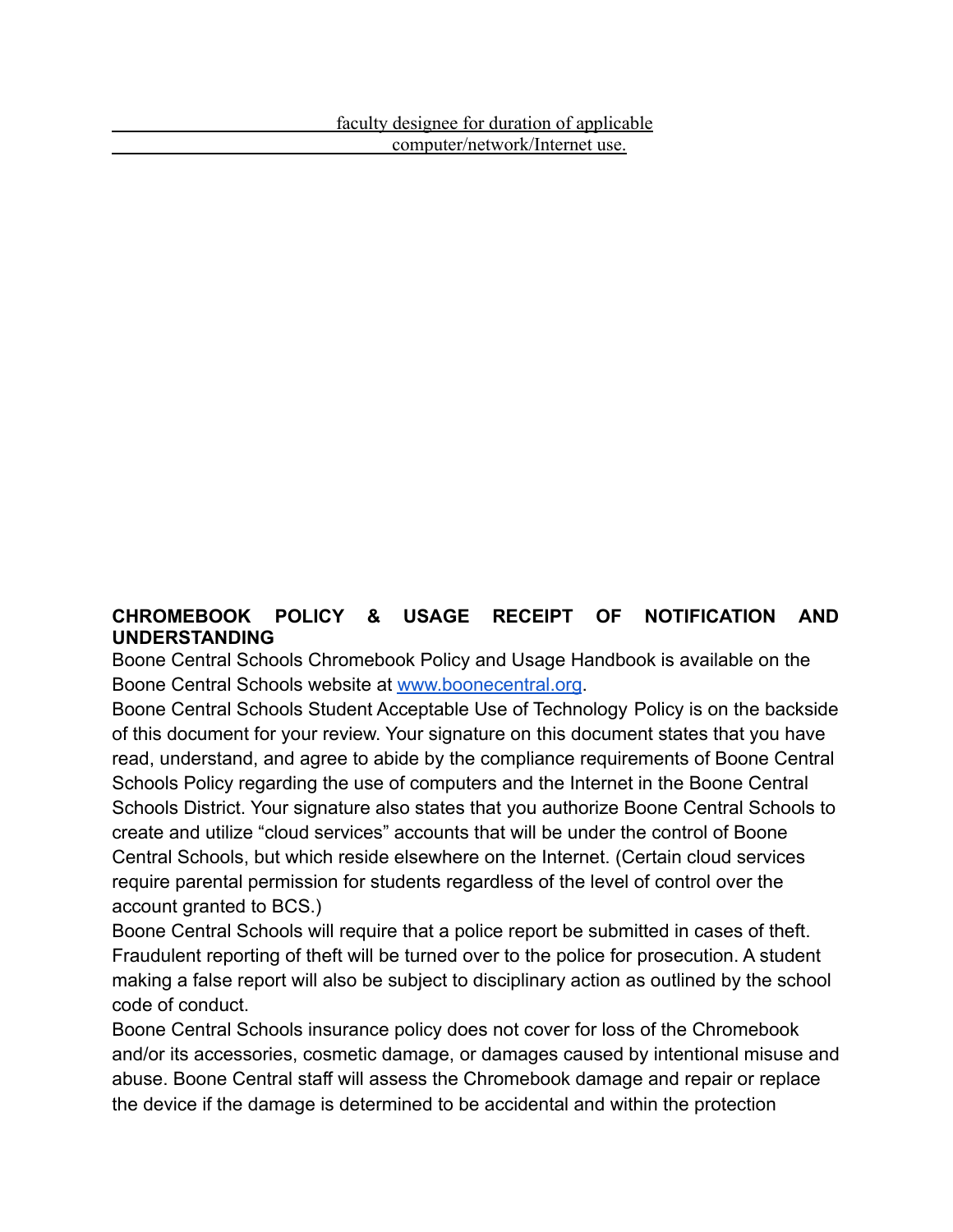faculty designee for duration of applicable
computer/network/Internet use.

**CHROMEBOOK POLICY & USAGE RECEIPT OF NOTIFICATION AND UNDERSTANDING**

Boone Central Schools Chromebook Policy and Usage Handbook is available on the Boone Central Schools website at [www.boonecentral.org](www.boonecentral.org).

Boone Central Schools Student Acceptable Use of Technology Policy is on the backside of this document for your review. Your signature on this document states that you have read, understand, and agree to abide by the compliance requirements of Boone Central Schools Policy regarding the use of computers and the Internet in the Boone Central Schools District. Your signature also states that you authorize Boone Central Schools to create and utilize "cloud services" accounts that will be under the control of Boone Central Schools, but which reside elsewhere on the Internet. (Certain cloud services require parental permission for students regardless of the level of control over the account granted to BCS.)

Boone Central Schools will require that a police report be submitted in cases of theft. Fraudulent reporting of theft will be turned over to the police for prosecution. A student making a false report will also be subject to disciplinary action as outlined by the school code of conduct.

Boone Central Schools insurance policy does not cover for loss of the Chromebook and/or its accessories, cosmetic damage, or damages caused by intentional misuse and abuse. Boone Central staff will assess the Chromebook damage and repair or replace the device if the damage is determined to be accidental and within the protection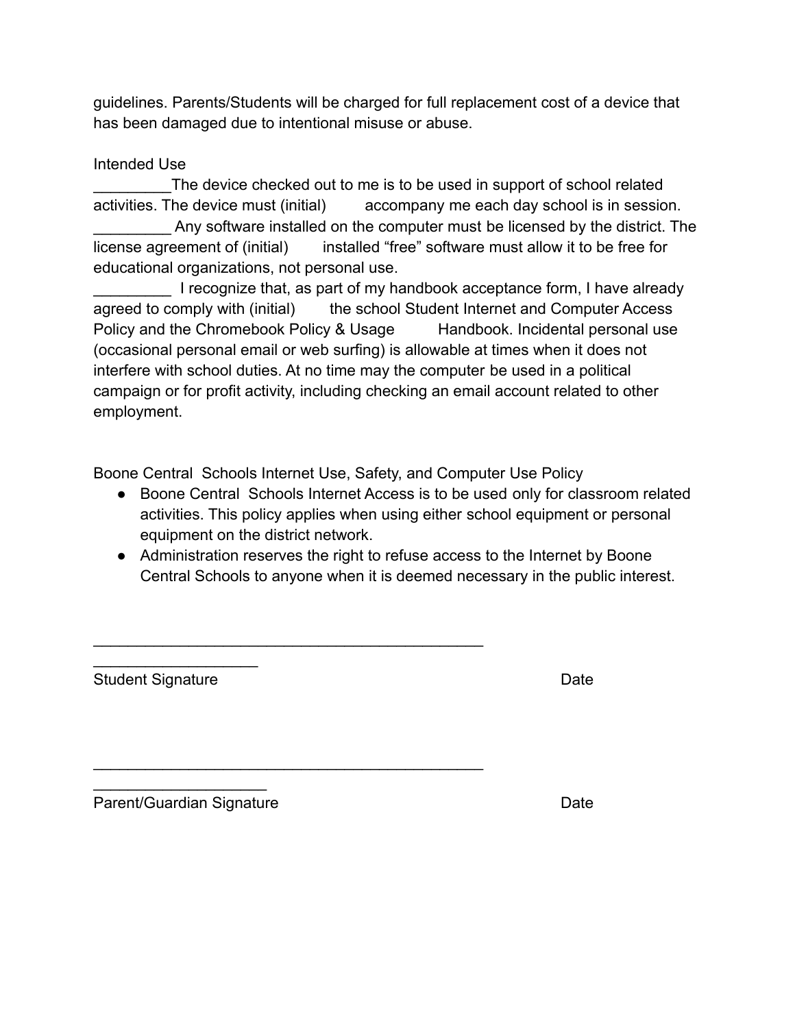guidelines. Parents/Students will be charged for full replacement cost of a device that has been damaged due to intentional misuse or abuse.

Intended Use

_________The device checked out to me is to be used in support of school related activities. The device must (initial) accompany me each day school is in session.

_________ Any software installed on the computer must be licensed by the district. The license agreement of (initial) installed “free” software must allow it to be free for educational organizations, not personal use.

_________ I recognize that, as part of my handbook acceptance form, I have already agreed to comply with (initial) the school Student Internet and Computer Access Policy and the Chromebook Policy & Usage Handbook. Incidental personal use (occasional personal email or web surfing) is allowable at times when it does not interfere with school duties. At no time may the computer be used in a political campaign or for profit activity, including checking an email account related to other employment.

Boone Central Schools Internet Use, Safety, and Computer Use Policy

- Boone Central Schools Internet Access is to be used only for classroom related activities. This policy applies when using either school equipment or personal equipment on the district network.
- Administration reserves the right to refuse access to the Internet by Boone Central Schools to anyone when it is deemed necessary in the public interest.

______________________________________________ __________________

Student Signature Date

______________________________________________ ___________________

Parent/Guardian Signature Date